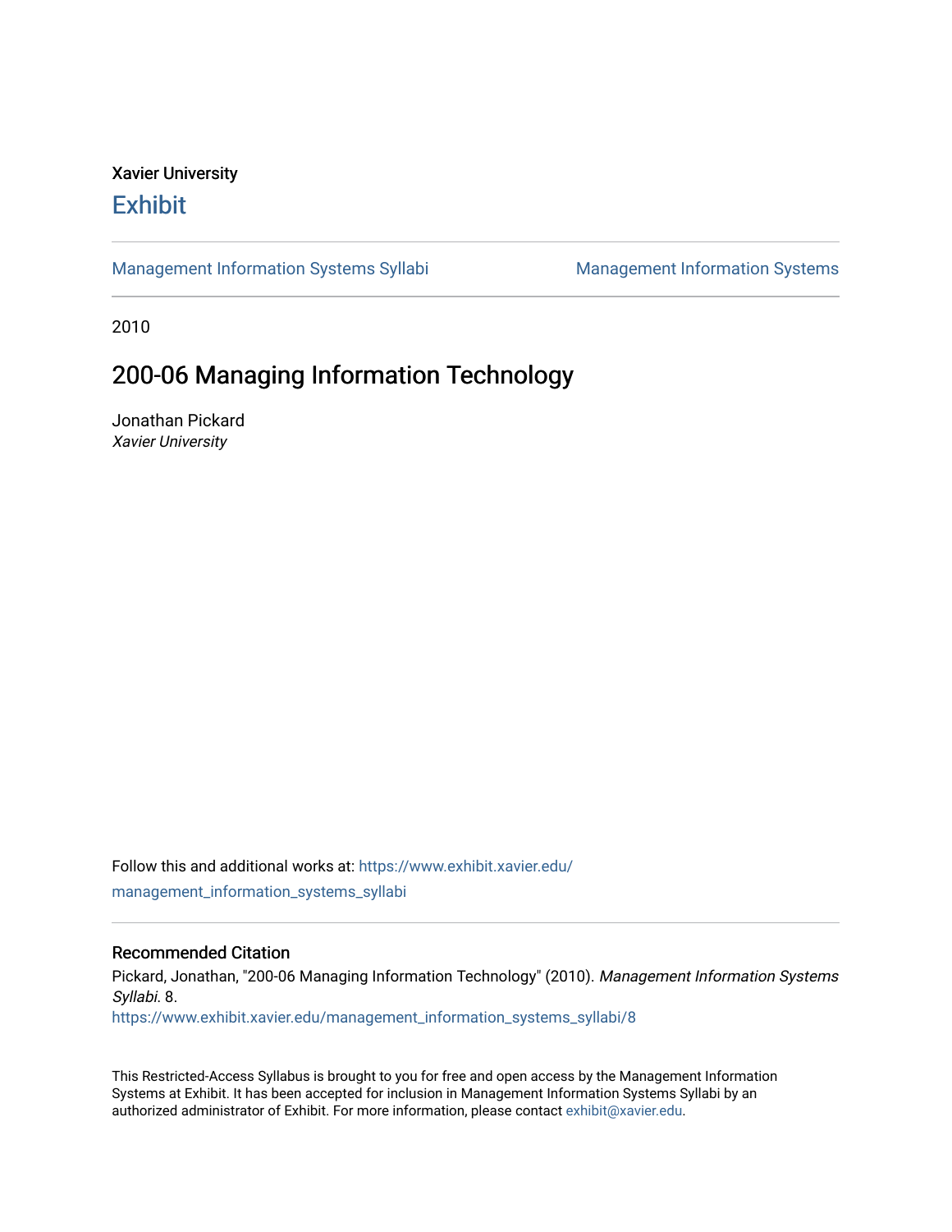Xavier University

# Exhibit

Management Information Systems Syllabi | Management Information Systems

2010

## 200-06 Managing Information Technology

Jonathan Pickard
*Xavier University*

Follow this and additional works at: https://www.exhibit.xavier.edu/management_information_systems_syllabi

### Recommended Citation

Pickard, Jonathan, "200-06 Managing Information Technology" (2010). *Management Information Systems Syllabi*. 8.
https://www.exhibit.xavier.edu/management_information_systems_syllabi/8

This Restricted-Access Syllabus is brought to you for free and open access by the Management Information Systems at Exhibit. It has been accepted for inclusion in Management Information Systems Syllabi by an authorized administrator of Exhibit. For more information, please contact exhibit@xavier.edu.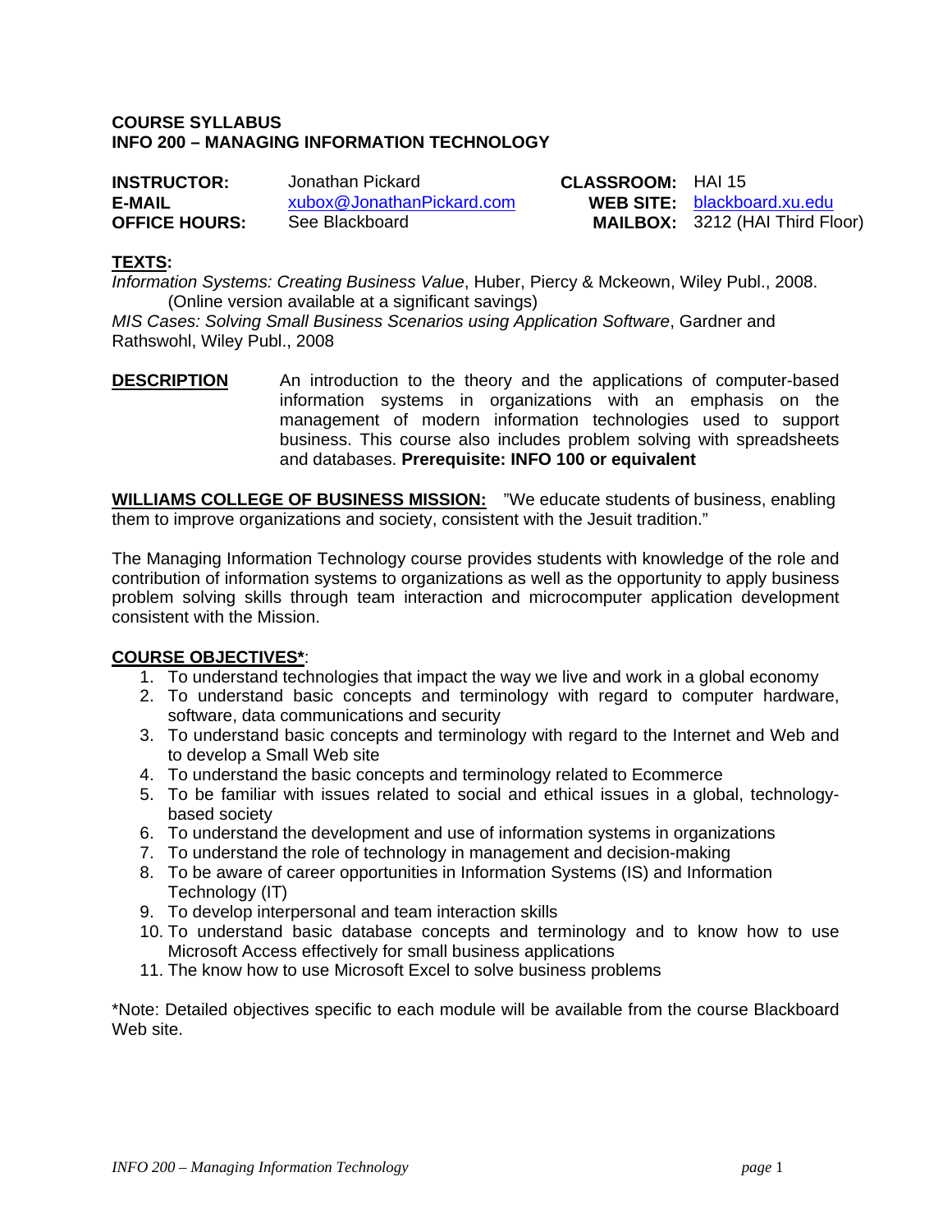**COURSE SYLLABUS**
**INFO 200 – MANAGING INFORMATION TECHNOLOGY**

| | | | |
|---|---|---|---|
| **INSTRUCTOR:** | Jonathan Pickard | **CLASSROOM:** | HAI 15 |
| **E-MAIL** | xubox@JonathanPickard.com | **WEB SITE:** | blackboard.xu.edu |
| **OFFICE HOURS:** | See Blackboard | **MAILBOX:** | 3212 (HAI Third Floor) |

**TEXTS:**

*Information Systems: Creating Business Value*, Huber, Piercy & Mckeown, Wiley Publ., 2008. (Online version available at a significant savings)

*MIS Cases: Solving Small Business Scenarios using Application Software*, Gardner and Rathswohl, Wiley Publ., 2008

**DESCRIPTION** An introduction to the theory and the applications of computer-based information systems in organizations with an emphasis on the management of modern information technologies used to support business. This course also includes problem solving with spreadsheets and databases. **Prerequisite: INFO 100 or equivalent**

**WILLIAMS COLLEGE OF BUSINESS MISSION:** "We educate students of business, enabling them to improve organizations and society, consistent with the Jesuit tradition."

The Managing Information Technology course provides students with knowledge of the role and contribution of information systems to organizations as well as the opportunity to apply business problem solving skills through team interaction and microcomputer application development consistent with the Mission.

**COURSE OBJECTIVES*:**

1. To understand technologies that impact the way we live and work in a global economy
2. To understand basic concepts and terminology with regard to computer hardware, software, data communications and security
3. To understand basic concepts and terminology with regard to the Internet and Web and to develop a Small Web site
4. To understand the basic concepts and terminology related to Ecommerce
5. To be familiar with issues related to social and ethical issues in a global, technology-based society
6. To understand the development and use of information systems in organizations
7. To understand the role of technology in management and decision-making
8. To be aware of career opportunities in Information Systems (IS) and Information Technology (IT)
9. To develop interpersonal and team interaction skills
10. To understand basic database concepts and terminology and to know how to use Microsoft Access effectively for small business applications
11. The know how to use Microsoft Excel to solve business problems

*Note: Detailed objectives specific to each module will be available from the course Blackboard Web site.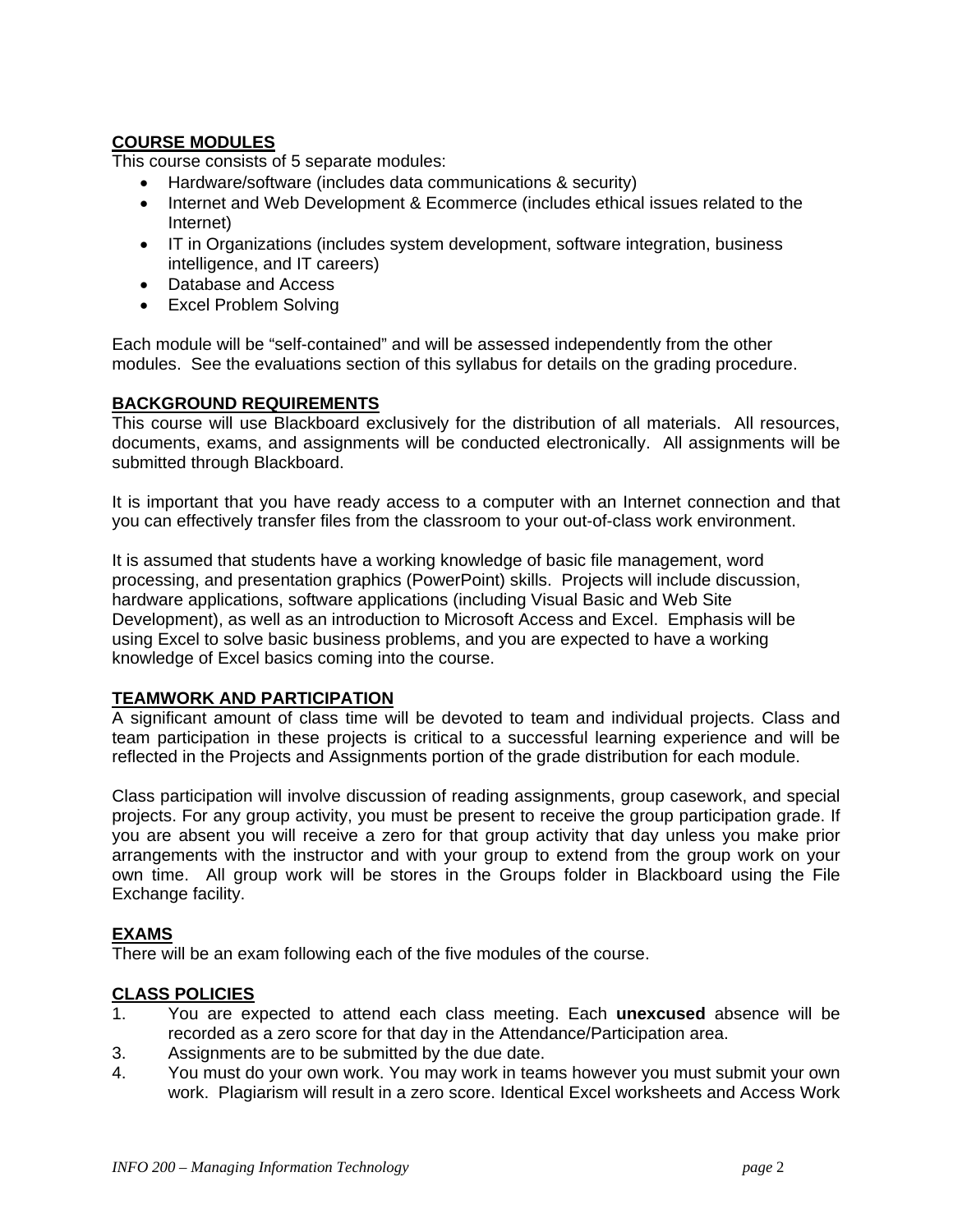## COURSE MODULES

This course consists of 5 separate modules:

- Hardware/software (includes data communications & security)
- Internet and Web Development & Ecommerce (includes ethical issues related to the Internet)
- IT in Organizations (includes system development, software integration, business intelligence, and IT careers)
- Database and Access
- Excel Problem Solving

Each module will be "self-contained" and will be assessed independently from the other modules. See the evaluations section of this syllabus for details on the grading procedure.

## BACKGROUND REQUIREMENTS

This course will use Blackboard exclusively for the distribution of all materials. All resources, documents, exams, and assignments will be conducted electronically. All assignments will be submitted through Blackboard.

It is important that you have ready access to a computer with an Internet connection and that you can effectively transfer files from the classroom to your out-of-class work environment.

It is assumed that students have a working knowledge of basic file management, word processing, and presentation graphics (PowerPoint) skills. Projects will include discussion, hardware applications, software applications (including Visual Basic and Web Site Development), as well as an introduction to Microsoft Access and Excel. Emphasis will be using Excel to solve basic business problems, and you are expected to have a working knowledge of Excel basics coming into the course.

## TEAMWORK AND PARTICIPATION

A significant amount of class time will be devoted to team and individual projects. Class and team participation in these projects is critical to a successful learning experience and will be reflected in the Projects and Assignments portion of the grade distribution for each module.

Class participation will involve discussion of reading assignments, group casework, and special projects. For any group activity, you must be present to receive the group participation grade. If you are absent you will receive a zero for that group activity that day unless you make prior arrangements with the instructor and with your group to extend from the group work on your own time. All group work will be stores in the Groups folder in Blackboard using the File Exchange facility.

## EXAMS

There will be an exam following each of the five modules of the course.

## CLASS POLICIES

1. You are expected to attend each class meeting. Each **unexcused** absence will be recorded as a zero score for that day in the Attendance/Participation area.
3. Assignments are to be submitted by the due date.
4. You must do your own work. You may work in teams however you must submit your own work. Plagiarism will result in a zero score. Identical Excel worksheets and Access Work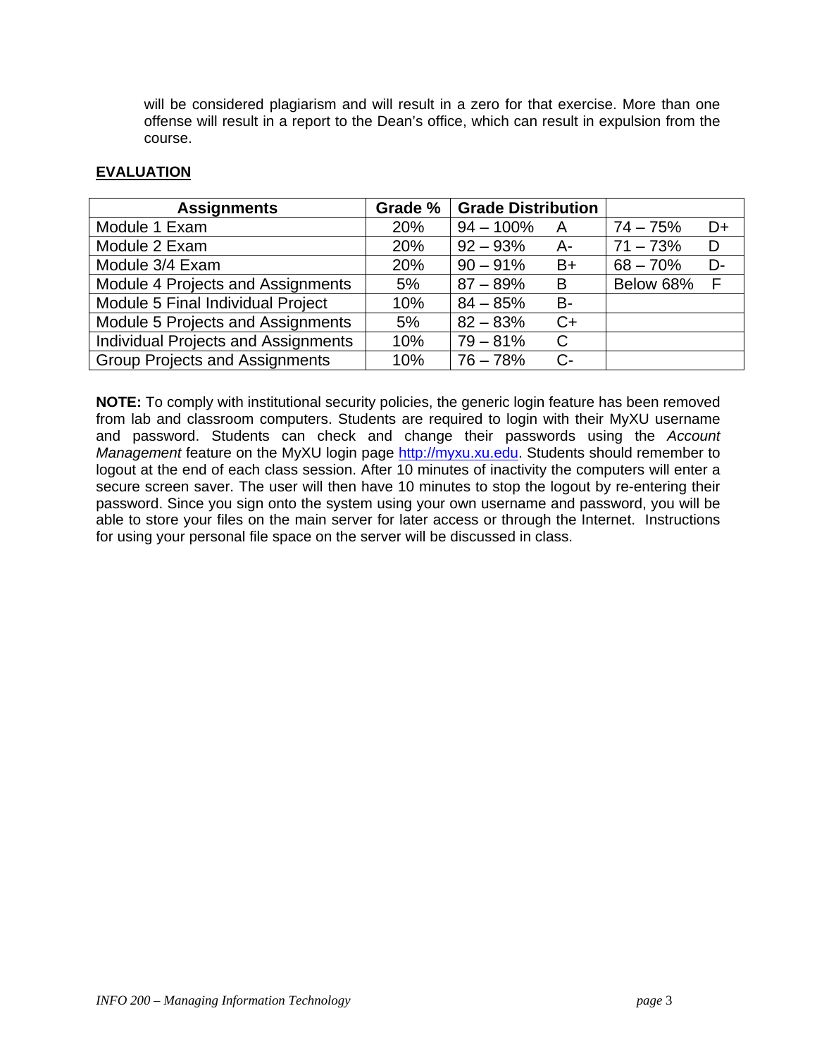will be considered plagiarism and will result in a zero for that exercise. More than one offense will result in a report to the Dean's office, which can result in expulsion from the course.

**EVALUATION**

| Assignments | Grade % | Grade Distribution | | | |
|---|---|---|---|---|---|
| Module 1 Exam | 20% | 94 – 100% | A | 74 – 75% | D+ |
| Module 2 Exam | 20% | 92 – 93% | A- | 71 – 73% | D |
| Module 3/4 Exam | 20% | 90 – 91% | B+ | 68 – 70% | D- |
| Module 4 Projects and Assignments | 5% | 87 – 89% | B | Below 68% | F |
| Module 5 Final Individual Project | 10% | 84 – 85% | B- | | |
| Module 5 Projects and Assignments | 5% | 82 – 83% | C+ | | |
| Individual Projects and Assignments | 10% | 79 – 81% | C | | |
| Group Projects and Assignments | 10% | 76 – 78% | C- | | |

**NOTE:** To comply with institutional security policies, the generic login feature has been removed from lab and classroom computers. Students are required to login with their MyXU username and password. Students can check and change their passwords using the *Account Management* feature on the MyXU login page http://myxu.xu.edu. Students should remember to logout at the end of each class session. After 10 minutes of inactivity the computers will enter a secure screen saver. The user will then have 10 minutes to stop the logout by re-entering their password. Since you sign onto the system using your own username and password, you will be able to store your files on the main server for later access or through the Internet. Instructions for using your personal file space on the server will be discussed in class.